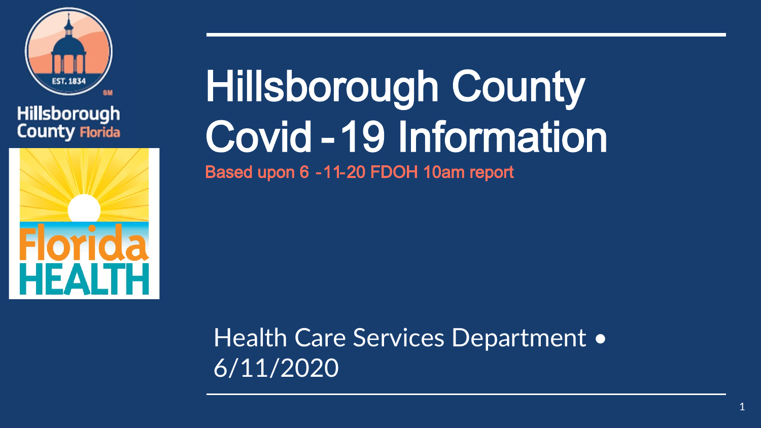Hillsborough County Florida

# Hillsborough County Covid-19 Information

Based upon 6-11-20 FDOH 10am report

Health Care Services Department • 6/11/2020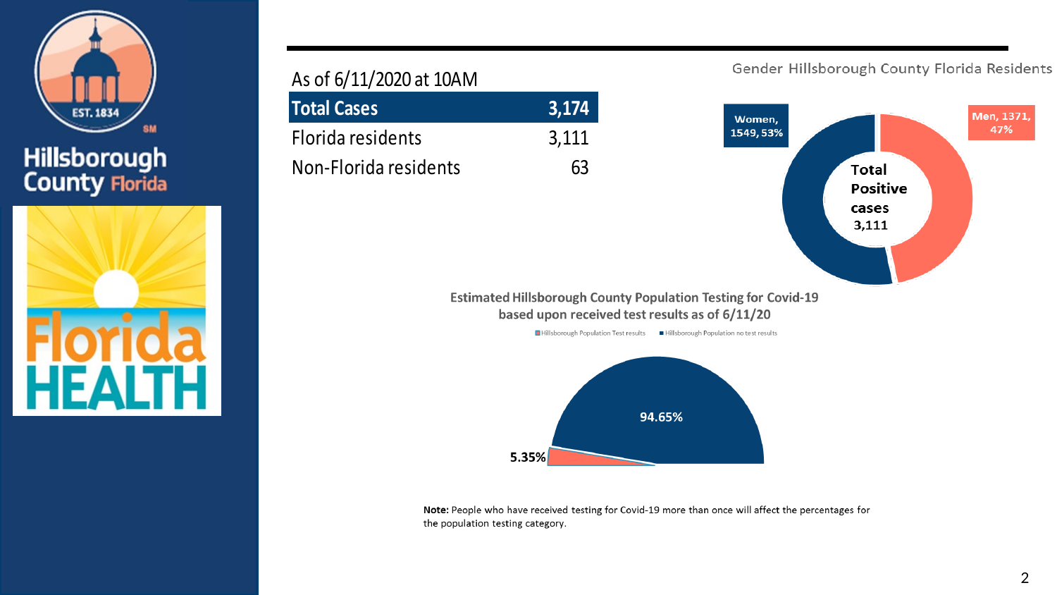As of 6/11/2020 at 10AM

| Total Cases | 3,174 |
|---|---|
| Florida residents | 3,111 |
| Non-Florida residents | 63 |

Gender Hillsborough County Florida Residents

Women, 1549, 53%

Men, 1371, 47%

Total Positive cases 3,111

Estimated Hillsborough County Population Testing for Covid-19 based upon received test results as of 6/11/20

Hillsborough Population Test results | Hillsborough Population no test results

94.65%

5.35%

**Note:** People who have received testing for Covid-19 more than once will affect the percentages for the population testing category.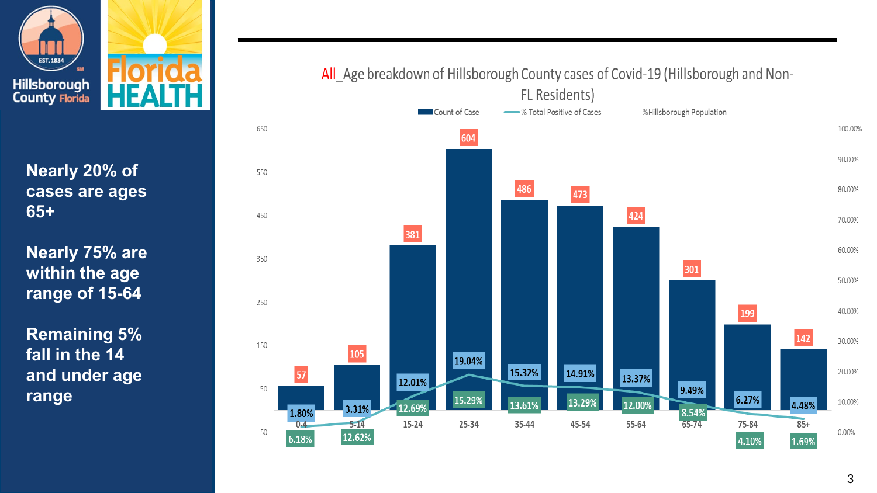Nearly 20% of cases are ages 65+

Nearly 75% are within the age range of 15-64

Remaining 5% fall in the 14 and under age range

## All_Age breakdown of Hillsborough County cases of Covid-19 (Hillsborough and Non-FL Residents)

| Age | Count of Case | % Total Positive of Cases | %Hillsborough Population |
|---|---|---|---|
| 0-4 | 57 | 1.80% | 6.18% |
| 5-14 | 105 | 3.31% | 12.62% |
| 15-24 | 381 | 12.01% | 12.69% |
| 25-34 | 604 | 19.04% | 15.29% |
| 35-44 | 486 | 15.32% | 13.61% |
| 45-54 | 473 | 14.91% | 13.29% |
| 55-64 | 424 | 13.37% | 12.00% |
| 65-74 | 301 | 9.49% | 8.54% |
| 75-84 | 199 | 6.27% | 4.10% |
| 85+ | 142 | 4.48% | 1.69% |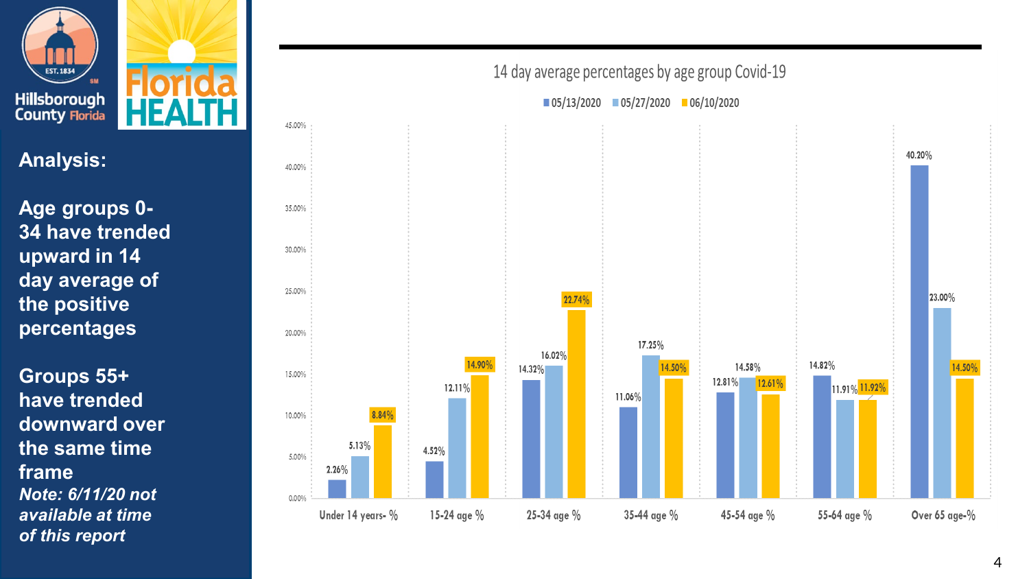Hillsborough County Florida

Florida HEALTH

## Analysis:

**Age groups 0-34 have trended upward in 14 day average of the positive percentages**

**Groups 55+ have trended downward over the same time frame**

***Note: 6/11/20 not available at time of this report***

### 14 day average percentages by age group Covid-19

| Age group | 05/13/2020 | 05/27/2020 | 06/10/2020 |
| --- | --- | --- | --- |
| Under 14 years- % | 2.26% | 5.13% | 8.84% |
| 15-24 age % | 4.52% | 12.11% | 14.90% |
| 25-34 age % | 14.32% | 16.02% | 22.74% |
| 35-44 age % | 11.06% | 17.25% | 14.50% |
| 45-54 age % | 12.81% | 14.58% | 12.61% |
| 55-64 age % | 14.82% | 11.91% | 11.92% |
| Over 65 age-% | 40.20% | 23.00% | 14.50% |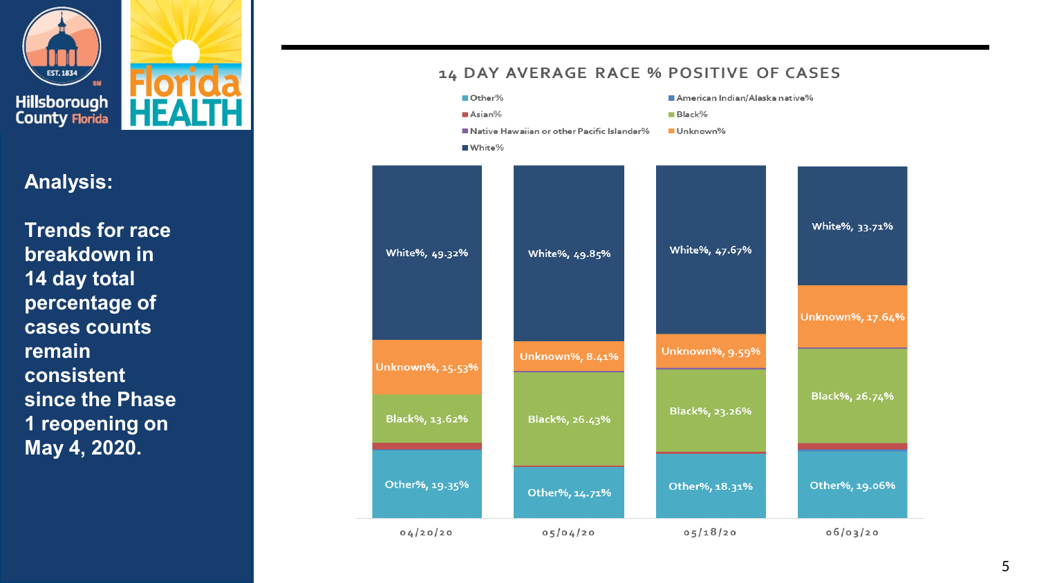**Analysis:**

**Trends for race breakdown in 14 day total percentage of cases counts remain consistent since the Phase 1 reopening on May 4, 2020.**

## 14 DAY AVERAGE RACE % POSITIVE OF CASES

Legend: Other%, American Indian/Alaska native%, Asian%, Black%, Native Hawaiian or other Pacific Islander%, Unknown%, White%

| Date | White% | Unknown% | Black% | Other% |
|---|---|---|---|---|
| 04/20/20 | 49.32% | 15.53% | 13.62% | 19.35% |
| 05/04/20 | 49.85% | 8.41% | 26.43% | 14.71% |
| 05/18/20 | 47.67% | 9.59% | 23.26% | 18.31% |
| 06/03/20 | 33.71% | 17.64% | 26.74% | 19.06% |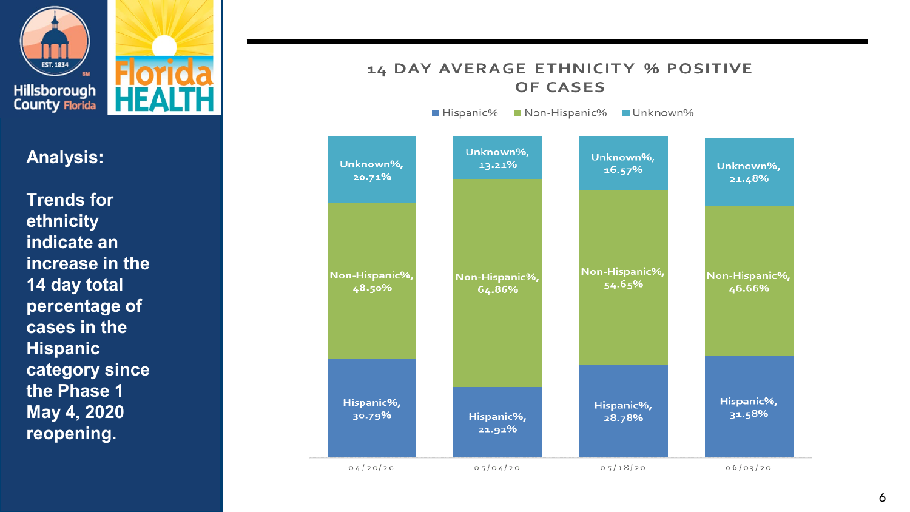**Analysis:**

**Trends for ethnicity indicate an increase in the 14 day total percentage of cases in the Hispanic category since the Phase 1 May 4, 2020 reopening.**

## 14 DAY AVERAGE ETHNICITY % POSITIVE OF CASES

| Date | Hispanic% | Non-Hispanic% | Unknown% |
|---|---|---|---|
| 04/20/20 | 30.79% | 48.50% | 20.71% |
| 05/04/20 | 21.92% | 64.86% | 13.21% |
| 05/18/20 | 28.78% | 54.65% | 16.57% |
| 06/03/20 | 31.58% | 46.66% | 21.48% |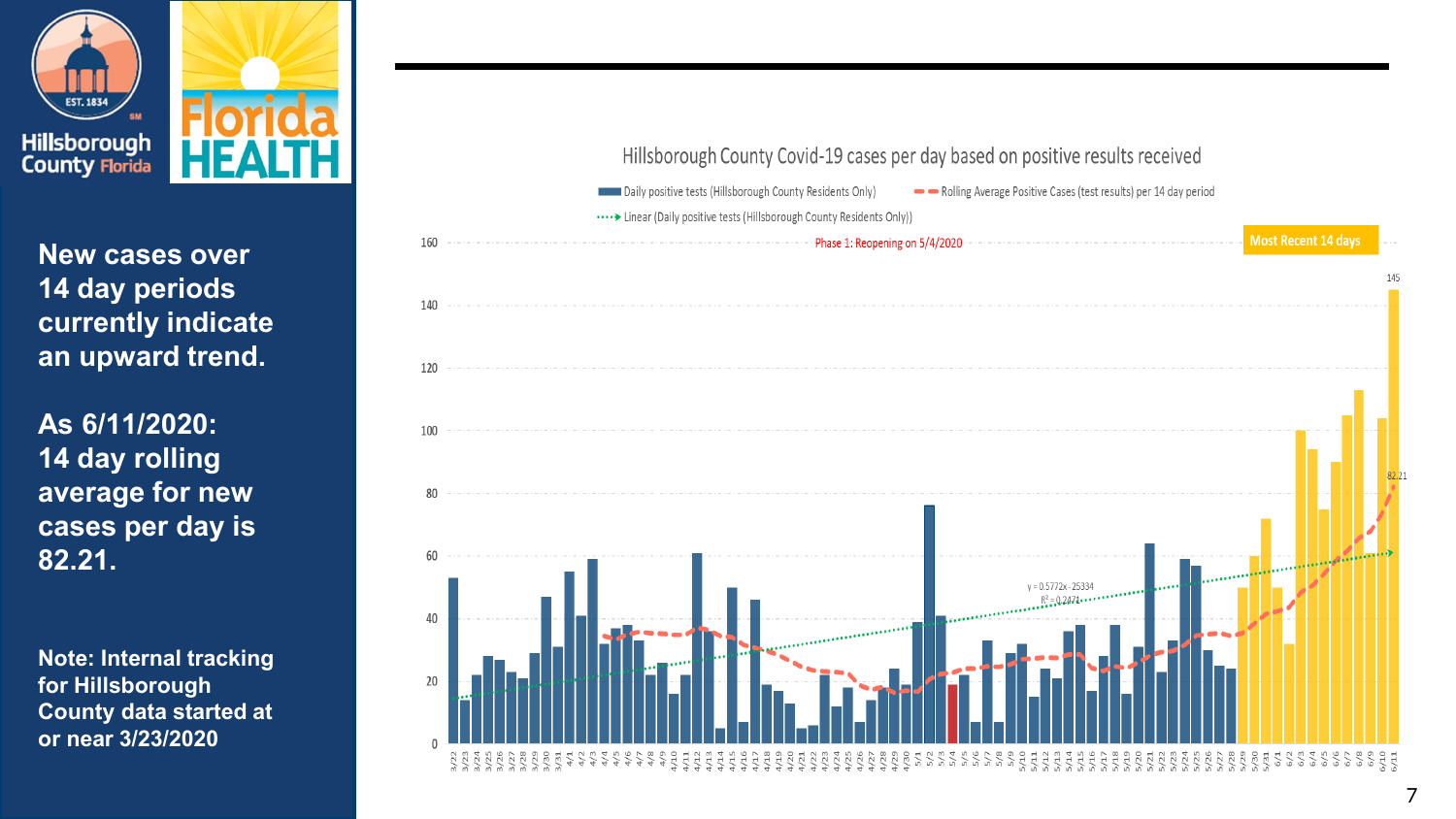Hillsborough County Florida

EST. 1834

Florida HEALTH

**New cases over 14 day periods currently indicate an upward trend.**

**As 6/11/2020: 14 day rolling average for new cases per day is 82.21.**

**Note: Internal tracking for Hillsborough County data started at or near 3/23/2020**

Hillsborough County Covid-19 cases per day based on positive results received

Daily positive tests (Hillsborough County Residents Only)

Rolling Average Positive Cases (test results) per 14 day period

Linear (Daily positive tests (Hillsborough County Residents Only))

Phase 1: Reopening on 5/4/2020

Most Recent 14 days

$y = 0.5772x - 25334$

$R^2 = 0.2471$

145

82.21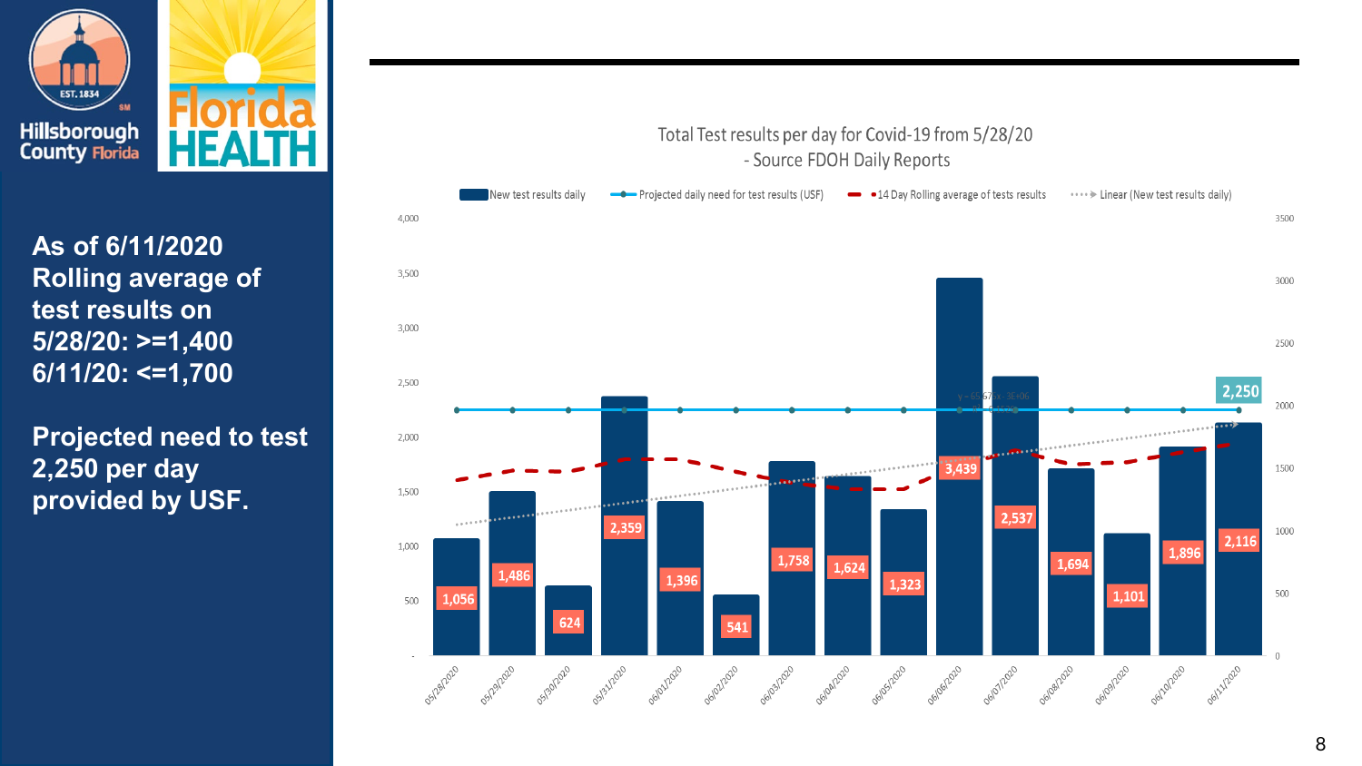As of 6/11/2020 Rolling average of test results on 5/28/20: >=1,400 6/11/20: <=1,700

Projected need to test 2,250 per day provided by USF.

Total Test results per day for Covid-19 from 5/28/20
- Source FDOH Daily Reports

New test results daily | Projected daily need for test results (USF) | 14 Day Rolling average of tests results | Linear (New test results daily)

| Date | New test results daily |
|---|---|
| 05/28/2020 | 1,056 |
| 05/29/2020 | 1,486 |
| 05/30/2020 | 624 |
| 05/31/2020 | 2,359 |
| 06/01/2020 | 1,396 |
| 06/02/2020 | 541 |
| 06/03/2020 | 1,758 |
| 06/04/2020 | 1,624 |
| 06/05/2020 | 1,323 |
| 06/06/2020 | 3,439 |
| 06/07/2020 | 2,537 |
| 06/08/2020 | 1,694 |
| 06/09/2020 | 1,101 |
| 06/10/2020 | 1,896 |
| 06/11/2020 | 2,116 |

Projected daily need for test results (USF): 2,250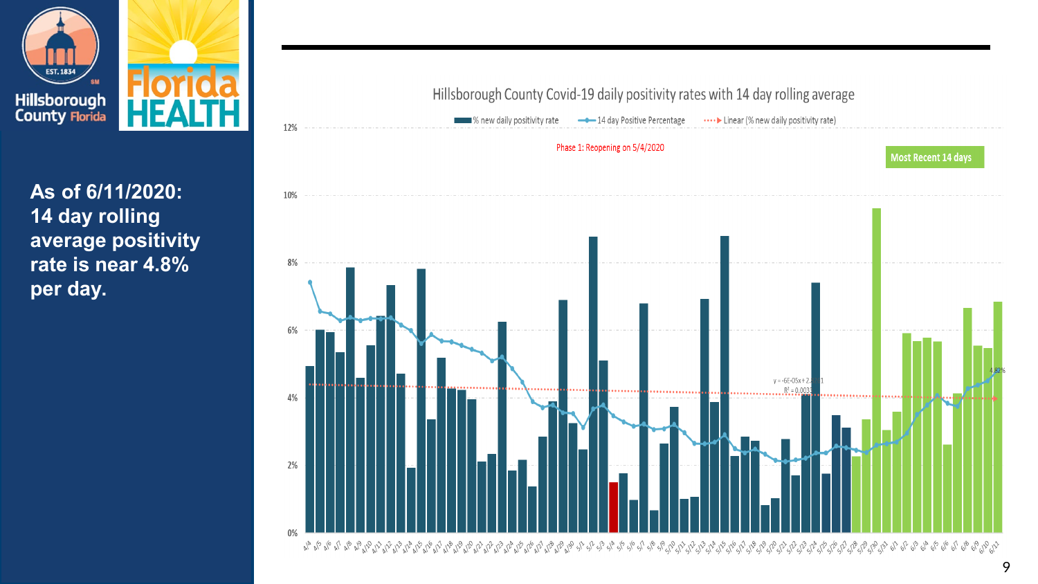Hillsborough County Florida

EST. 1834

Florida HEALTH

**As of 6/11/2020: 14 day rolling average positivity rate is near 4.8% per day.**

## Hillsborough County Covid-19 daily positivity rates with 14 day rolling average

% new daily positivity rate | 14 day Positive Percentage | Linear (% new daily positivity rate)

Phase 1: Reopening on 5/4/2020

Most Recent 14 days

4.82%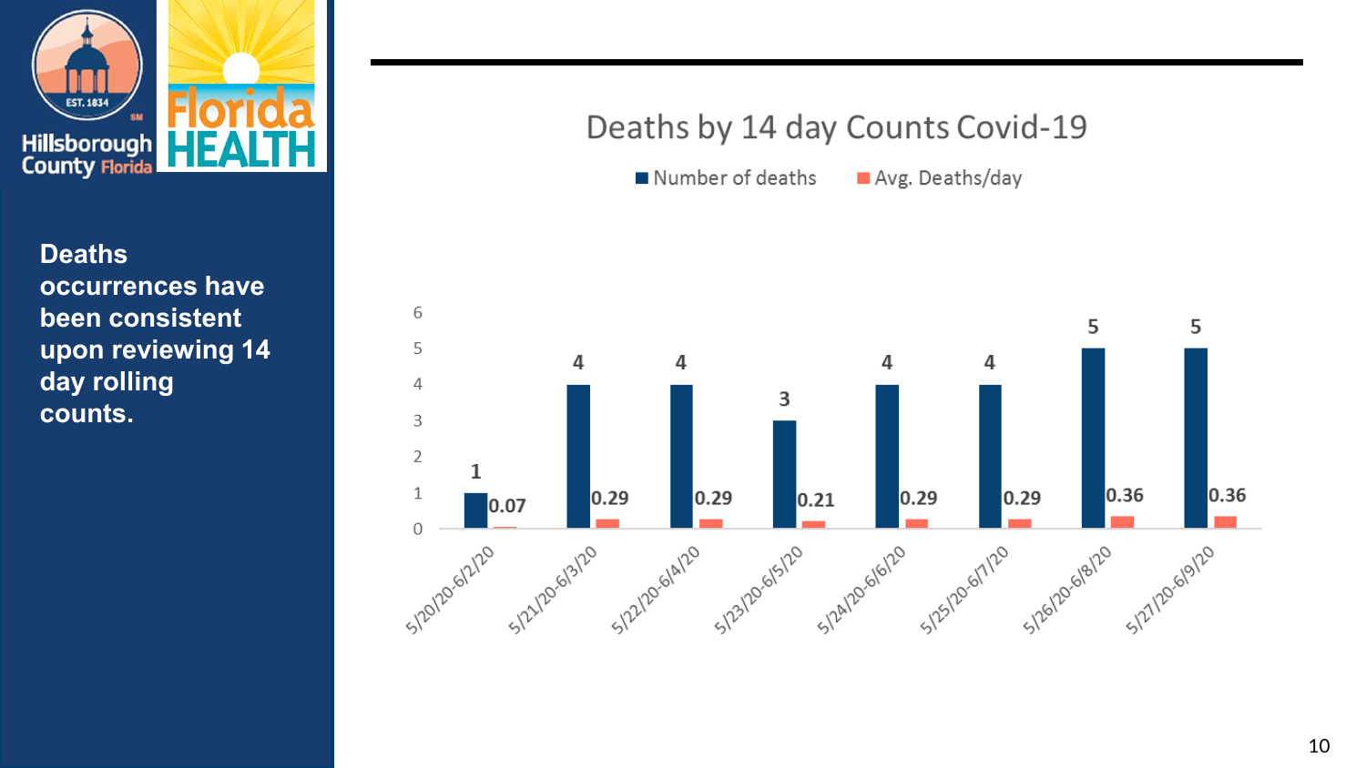**Deaths occurrences have been consistent upon reviewing 14 day rolling counts.**

## Deaths by 14 day Counts Covid-19

| Period | Number of deaths | Avg. Deaths/day |
|---|---|---|
| 5/20/20-6/2/20 | 1 | 0.07 |
| 5/21/20-6/3/20 | 4 | 0.29 |
| 5/22/20-6/4/20 | 4 | 0.29 |
| 5/23/20-6/5/20 | 3 | 0.21 |
| 5/24/20-6/6/20 | 4 | 0.29 |
| 5/25/20-6/7/20 | 4 | 0.29 |
| 5/26/20-6/8/20 | 5 | 0.36 |
| 5/27/20-6/9/20 | 5 | 0.36 |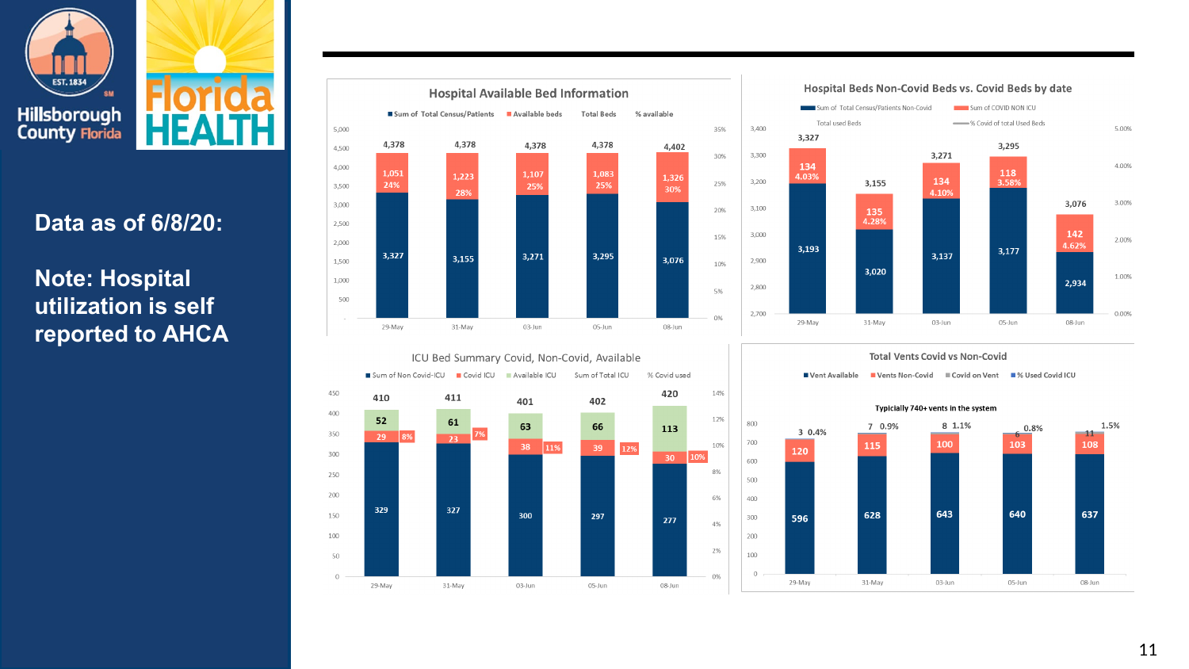Hillsborough County Florida

Florida HEALTH

**Data as of 6/8/20:**

**Note: Hospital utilization is self reported to AHCA**

## Hospital Available Bed Information

| Date | Sum of Total Census/Patients | Available beds | Total Beds | % available |
|---|---|---|---|---|
| 29-May | 3,327 | 1,051 | 4,378 | 24% |
| 31-May | 3,155 | 1,223 | 4,378 | 28% |
| 03-Jun | 3,271 | 1,107 | 4,378 | 25% |
| 05-Jun | 3,295 | 1,083 | 4,378 | 25% |
| 08-Jun | 3,076 | 1,326 | 4,402 | 30% |

## Hospital Beds Non-Covid Beds vs. Covid Beds by date

| Date | Sum of Total Census/Patients Non-Covid | Sum of COVID NON ICU | Total used Beds | % Covid of total Used Beds |
|---|---|---|---|---|
| 29-May | 3,193 | 134 | 3,327 | 4.03% |
| 31-May | 3,020 | 135 | 3,155 | 4.28% |
| 03-Jun | 3,137 | 134 | 3,271 | 4.10% |
| 05-Jun | 3,177 | 118 | 3,295 | 3.58% |
| 08-Jun | 2,934 | 142 | 3,076 | 4.62% |

## ICU Bed Summary Covid, Non-Covid, Available

| Date | Sum of Non Covid-ICU | Covid ICU | Available ICU | Sum of Total ICU | % Covid used |
|---|---|---|---|---|---|
| 29-May | 329 | 29 | 52 | 410 | 8% |
| 31-May | 327 | 23 | 61 | 411 | 7% |
| 03-Jun | 300 | 38 | 63 | 401 | 11% |
| 05-Jun | 297 | 39 | 66 | 402 | 12% |
| 08-Jun | 277 | 30 | 113 | 420 | 10% |

## Total Vents Covid vs Non-Covid

Typically 740+ vents in the system

| Date | Vent Available | Vents Non-Covid | Covid on Vent | % Used Covid ICU |
|---|---|---|---|---|
| 29-May | 596 | 120 | 3 | 0.4% |
| 31-May | 628 | 115 | 7 | 0.9% |
| 03-Jun | 643 | 100 | 8 | 1.1% |
| 05-Jun | 640 | 103 | 6 | 0.8% |
| 08-Jun | 637 | 108 | 11 | 1.5% |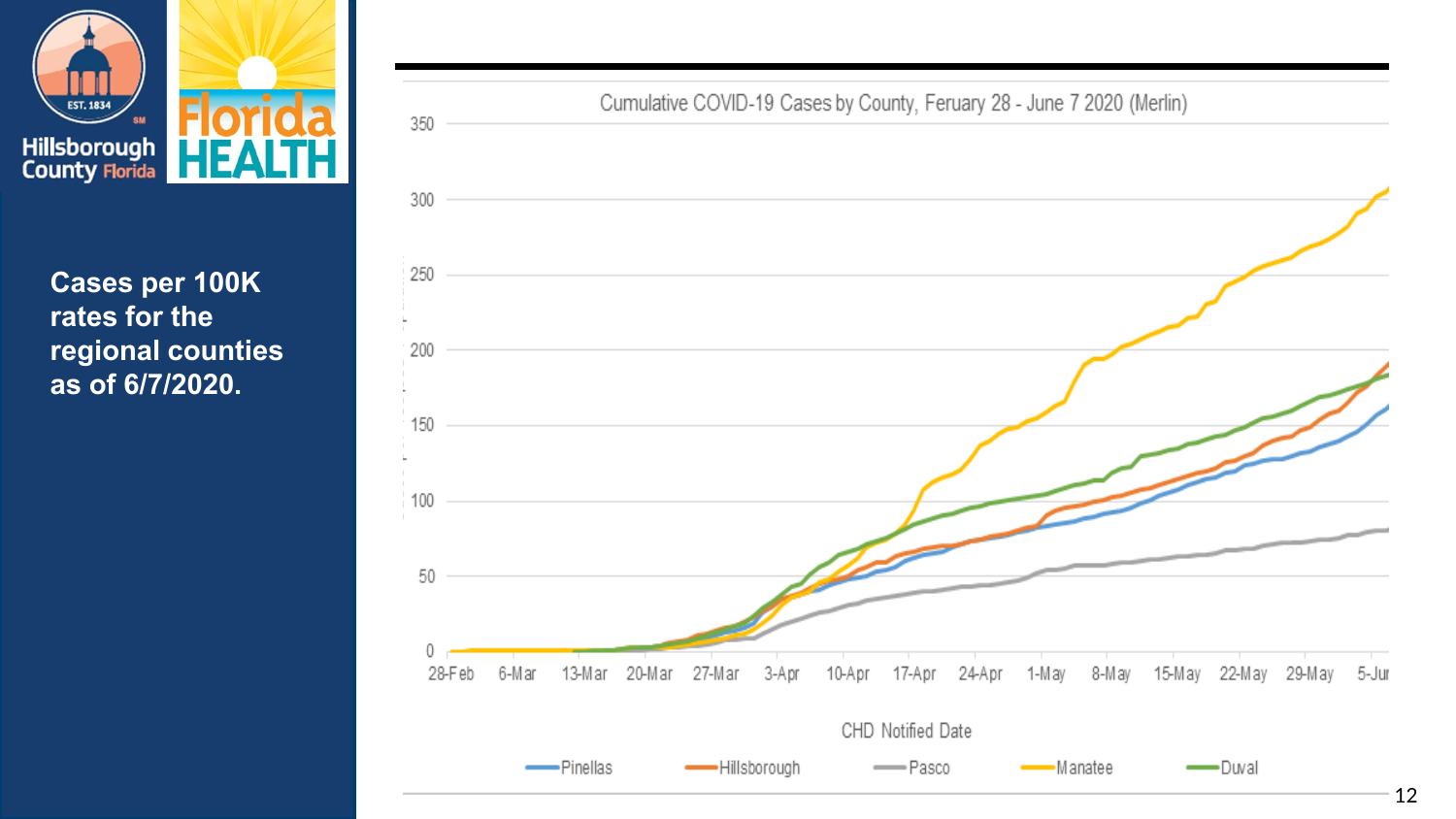Hillsborough County Florida

Florida HEALTH

**Cases per 100K rates for the regional counties as of 6/7/2020.**

Cumulative COVID-19 Cases by County, Feruary 28 - June 7 2020 (Merlin)

CHD Notified Date

Pinellas, Hillsborough, Pasco, Manatee, Duval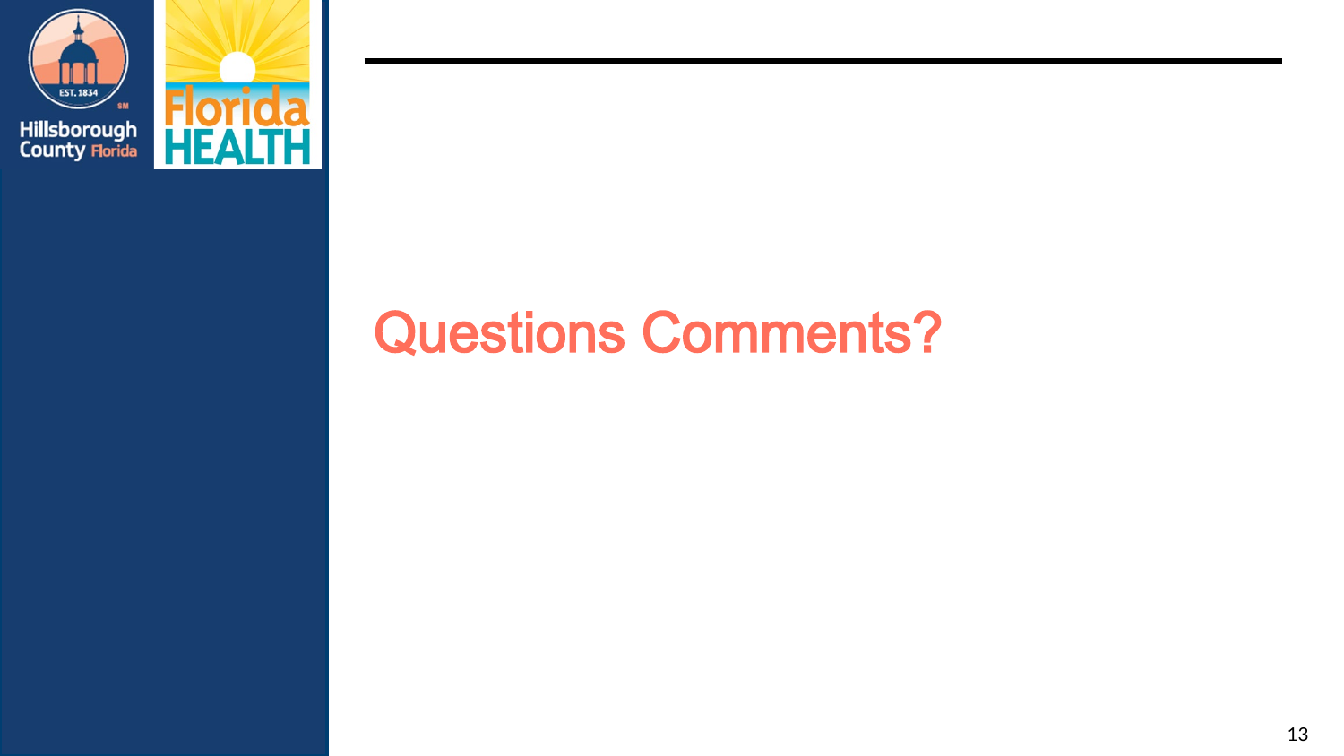# Questions Comments?